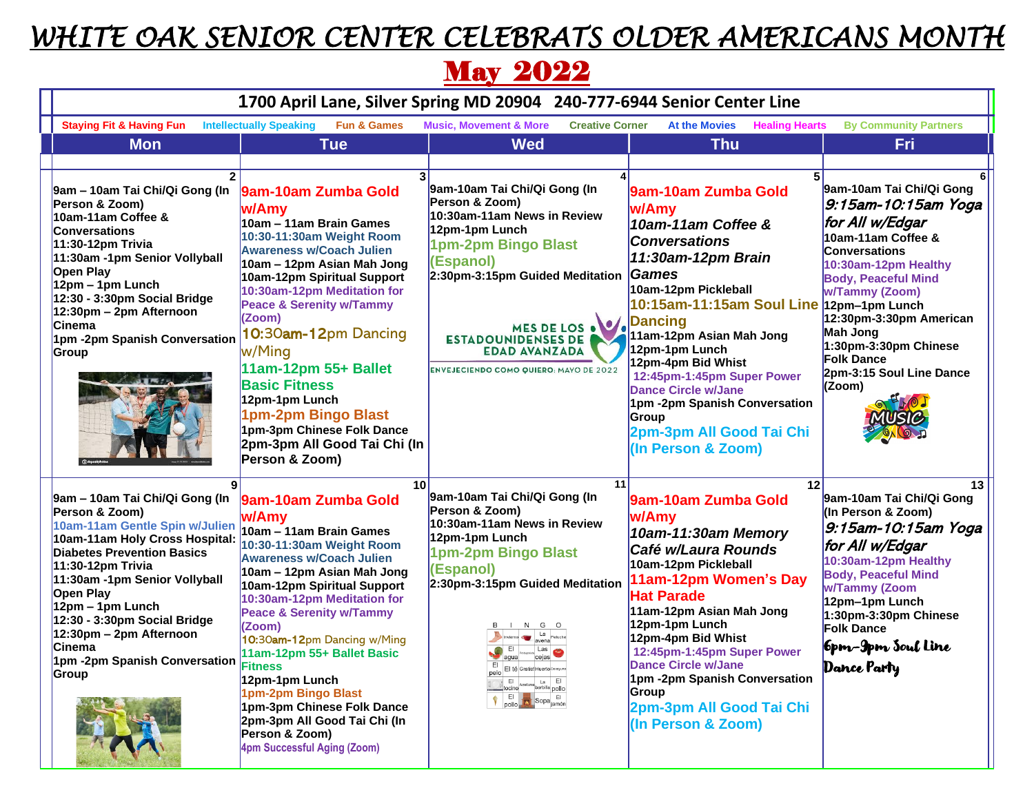# WHITE OAK SENIOR CENTER CELEBRATS OLDER AMERICANS MONTH

## May 2022

**1700 April Lane, Silver Spring MD 20904 240-777-6944 Senior Center Line**

Staying Fit & Having Fun | Intellectually Speaking | Fun & Games | Music, Movement & More | Creative Corner | At the Movies | Healing Hearts | By Community Partners

| Mon | Tue | Wed | Thu | Fri |
|---|---|---|---|---|
| **2**<br>9am – 10am Tai Chi/Qi Gong (In Person & Zoom)<br>10am-11am Coffee & Conversations<br>11:30-12pm Trivia<br>11:30am -1pm Senior Volleyball Open Play<br>12pm – 1pm Lunch<br>12:30 - 3:30pm Social Bridge<br>12:30pm – 2pm Afternoon Cinema<br>1pm -2pm Spanish Conversation Group | **3**<br>9am-10am Zumba Gold w/Amy<br>10am – 11am Brain Games<br>10:30-11:30am Weight Room Awareness w/Coach Julien<br>10am – 12pm Asian Mah Jong<br>10am-12pm Spiritual Support<br>10:30am-12pm Meditation for Peace & Serenity w/Tammy (Zoom)<br>10:30am-12pm Dancing w/Ming<br>11am-12pm 55+ Ballet Basic Fitness<br>12pm-1pm Lunch<br>1pm-2pm Bingo Blast<br>1pm-3pm Chinese Folk Dance<br>2pm-3pm All Good Tai Chi (In Person & Zoom) | **4**<br>9am-10am Tai Chi/Qi Gong (In Person & Zoom)<br>10:30am-11am News in Review<br>12pm-1pm Lunch<br>1pm-2pm Bingo Blast (Espanol)<br>2:30pm-3:15pm Guided Meditation<br><br>MES DE LOS ESTADOUNIDENSES DE EDAD AVANZADA<br>ENVEJECIENDO COMO QUIERO: MAYO DE 2022 | **5**<br>9am-10am Zumba Gold w/Amy<br>*10am-11am Coffee & Conversations*<br>*11:30am-12pm Brain Games*<br>10am-12pm Pickleball<br>10:15am-11:15am Soul Line Dancing<br>11am-12pm Asian Mah Jong<br>12pm-1pm Lunch<br>12pm-4pm Bid Whist<br>12:45pm-1:45pm Super Power Dance Circle w/Jane<br>1pm -2pm Spanish Conversation Group<br>2pm-3pm All Good Tai Chi (In Person & Zoom) | **6**<br>9am-10am Tai Chi/Qi Gong<br>*9:15am-10:15am Yoga for All w/Edgar*<br>10am-11am Coffee & Conversations<br>10:30am-12pm Healthy Body, Peaceful Mind w/Tammy (Zoom)<br>12pm–1pm Lunch<br>12:30pm-3:30pm American Mah Jong<br>1:30pm-3:30pm Chinese Folk Dance<br>2pm-3:15 Soul Line Dance (Zoom) |
| **9**<br>9am – 10am Tai Chi/Qi Gong (In Person & Zoom)<br>10am-11am Gentle Spin w/Julien<br>10am-11am Holy Cross Hospital: Diabetes Prevention Basics<br>11:30-12pm Trivia<br>11:30am -1pm Senior Vollyball Open Play<br>12pm – 1pm Lunch<br>12:30 - 3:30pm Social Bridge<br>12:30pm – 2pm Afternoon Cinema<br>1pm -2pm Spanish Conversation Group | **10**<br>9am-10am Zumba Gold w/Amy<br>10am – 11am Brain Games<br>10:30-11:30am Weight Room Awareness w/Coach Julien<br>10am – 12pm Asian Mah Jong<br>10am-12pm Spiritual Support<br>10:30am-12pm Meditation for Peace & Serenity w/Tammy (Zoom)<br>10:30am-12pm Dancing w/Ming<br>11am-12pm 55+ Ballet Basic Fitness<br>12pm-1pm Lunch<br>1pm-2pm Bingo Blast<br>1pm-3pm Chinese Folk Dance<br>2pm-3pm All Good Tai Chi (In Person & Zoom)<br>4pm Successful Aging (Zoom) | **11**<br>9am-10am Tai Chi/Qi Gong (In Person & Zoom)<br>10:30am-11am News in Review<br>12pm-1pm Lunch<br>1pm-2pm Bingo Blast (Espanol)<br>2:30pm-3:15pm Guided Meditation | **12**<br>9am-10am Zumba Gold w/Amy<br>*10am-11:30am Memory Café w/Laura Rounds*<br>10am-12pm Pickleball<br>11am-12pm Women's Day Hat Parade<br>11am-12pm Asian Mah Jong<br>12pm-1pm Lunch<br>12pm-4pm Bid Whist<br>12:45pm-1:45pm Super Power Dance Circle w/Jane<br>1pm -2pm Spanish Conversation Group<br>2pm-3pm All Good Tai Chi (In Person & Zoom) | **13**<br>9am-10am Tai Chi/Qi Gong (In Person & Zoom)<br>*9:15am-10:15am Yoga for All w/Edgar*<br>10:30am-12pm Healthy Body, Peaceful Mind w/Tammy (Zoom<br>12pm–1pm Lunch<br>1:30pm-3:30pm Chinese Folk Dance<br>6pm-9pm Soul Line Dance Party |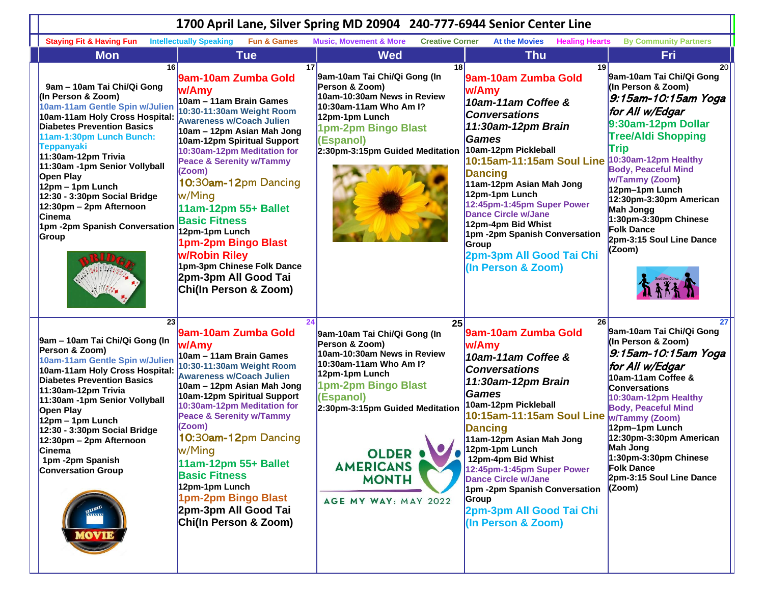# 1700 April Lane, Silver Spring MD 20904 240-777-6944 Senior Center Line

Staying Fit & Having Fun | Intellectually Speaking | Fun & Games | Music, Movement & More | Creative Corner | At the Movies | Healing Hearts | By Community Partners

| Mon | Tue | Wed | Thu | Fri |
|---|---|---|---|---|
| 16<br>9am – 10am Tai Chi/Qi Gong (In Person & Zoom)<br>10am-11am Gentle Spin w/Julien<br>10am-11am Holy Cross Hospital: Diabetes Prevention Basics<br>11am-1:30pm Lunch Bunch: Teppanyaki<br>11:30am-12pm Trivia<br>11:30am -1pm Senior Vollyball Open Play<br>12pm – 1pm Lunch<br>12:30 - 3:30pm Social Bridge<br>12:30pm – 2pm Afternoon Cinema<br>1pm -2pm Spanish Conversation Group | 17<br>9am-10am Zumba Gold w/Amy<br>10am – 11am Brain Games<br>10:30-11:30am Weight Room Awareness w/Coach Julien<br>10am – 12pm Asian Mah Jong<br>10am-12pm Spiritual Support<br>10:30am-12pm Meditation for Peace & Serenity w/Tammy (Zoom)<br>10:30am-12pm Dancing w/Ming<br>11am-12pm 55+ Ballet Basic Fitness<br>12pm-1pm Lunch<br>1pm-2pm Bingo Blast w/Robin Riley<br>1pm-3pm Chinese Folk Dance<br>2pm-3pm All Good Tai Chi(In Person & Zoom) | 18<br>9am-10am Tai Chi/Qi Gong (In Person & Zoom)<br>10am-10:30am News in Review<br>10:30am-11am Who Am I?<br>12pm-1pm Lunch<br>1pm-2pm Bingo Blast (Espanol)<br>2:30pm-3:15pm Guided Meditation | 19<br>9am-10am Zumba Gold w/Amy<br>*10am-11am Coffee & Conversations*<br>*11:30am-12pm Brain Games*<br>10am-12pm Pickleball<br>10:15am-11:15am Soul Line Dancing<br>11am-12pm Asian Mah Jong<br>12pm-1pm Lunch<br>12:45pm-1:45pm Super Power Dance Circle w/Jane<br>12pm-4pm Bid Whist<br>1pm -2pm Spanish Conversation Group<br>2pm-3pm All Good Tai Chi (In Person & Zoom) | 20<br>9am-10am Tai Chi/Qi Gong (In Person & Zoom)<br>*9:15am-10:15am Yoga for All w/Edgar*<br>9:30am-12pm Dollar Tree/Aldi Shopping Trip<br>10:30am-12pm Healthy Body, Peaceful Mind w/Tammy (Zoom)<br>12pm–1pm Lunch<br>12:30pm-3:30pm American Mah Jongg<br>1:30pm-3:30pm Chinese Folk Dance<br>2pm-3:15 Soul Line Dance (Zoom) |
| 23<br>9am – 10am Tai Chi/Qi Gong (In Person & Zoom)<br>10am-11am Gentle Spin w/Julien<br>10am-11am Holy Cross Hospital: Diabetes Prevention Basics<br>11:30am-12pm Trivia<br>11:30am -1pm Senior Vollyball Open Play<br>12pm – 1pm Lunch<br>12:30 - 3:30pm Social Bridge<br>12:30pm – 2pm Afternoon Cinema<br>1pm -2pm Spanish Conversation Group | 24<br>9am-10am Zumba Gold w/Amy<br>10am – 11am Brain Games<br>10:30-11:30am Weight Room Awareness w/Coach Julien<br>10am – 12pm Asian Mah Jong<br>10am-12pm Spiritual Support<br>10:30am-12pm Meditation for Peace & Serenity w/Tammy (Zoom)<br>10:30am-12pm Dancing w/Ming<br>11am-12pm 55+ Ballet Basic Fitness<br>12pm-1pm Lunch<br>1pm-2pm Bingo Blast<br>2pm-3pm All Good Tai Chi(In Person & Zoom) | 25<br>9am-10am Tai Chi/Qi Gong (In Person & Zoom)<br>10am-10:30am News in Review<br>10:30am-11am Who Am I?<br>12pm-1pm Lunch<br>1pm-2pm Bingo Blast (Espanol)<br>2:30pm-3:15pm Guided Meditation<br>OLDER AMERICANS MONTH<br>AGE MY WAY: MAY 2022 | 26<br>9am-10am Zumba Gold w/Amy<br>*10am-11am Coffee & Conversations*<br>*11:30am-12pm Brain Games*<br>10am-12pm Pickleball<br>10:15am-11:15am Soul Line Dancing<br>11am-12pm Asian Mah Jong<br>12pm-1pm Lunch<br>12pm-4pm Bid Whist<br>12:45pm-1:45pm Super Power Dance Circle w/Jane<br>1pm -2pm Spanish Conversation Group<br>2pm-3pm All Good Tai Chi (In Person & Zoom) | 27<br>9am-10am Tai Chi/Qi Gong (In Person & Zoom)<br>*9:15am-10:15am Yoga for All w/Edgar*<br>10am-11am Coffee & Conversations<br>10:30am-12pm Healthy Body, Peaceful Mind w/Tammy (Zoom)<br>12pm–1pm Lunch<br>12:30pm-3:30pm American Mah Jong<br>1:30pm-3:30pm Chinese Folk Dance<br>2pm-3:15 Soul Line Dance (Zoom) |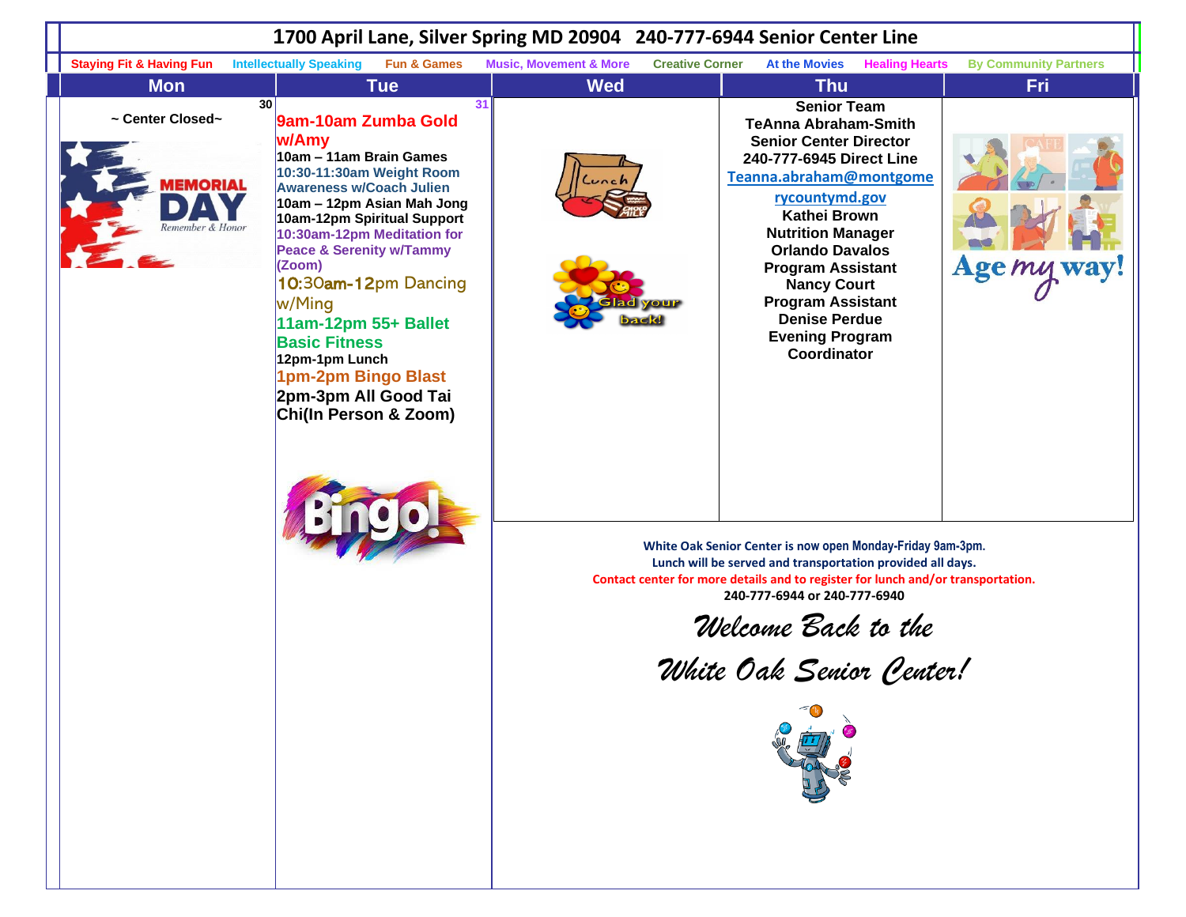# 1700 April Lane, Silver Spring MD 20904 240-777-6944 Senior Center Line

Staying Fit & Having Fun | Intellectually Speaking | Fun & Games | Music, Movement & More | Creative Corner | At the Movies | Healing Hearts | By Community Partners

| Mon | Tue | Wed | Thu | Fri |
|---|---|---|---|---|
| 30<br>~ Center Closed~<br>MEMORIAL DAY<br>Remember & Honor | 31<br>9am-10am Zumba Gold w/Amy<br>10am – 11am Brain Games<br>10:30-11:30am Weight Room Awareness w/Coach Julien<br>10am – 12pm Asian Mah Jong<br>10am-12pm Spiritual Support<br>10:30am-12pm Meditation for Peace & Serenity w/Tammy (Zoom)<br>10:30am-12pm Dancing w/Ming<br>11am-12pm 55+ Ballet Basic Fitness<br>12pm-1pm Lunch<br>1pm-2pm Bingo Blast<br>2pm-3pm All Good Tai Chi(In Person & Zoom)<br>Bingo! | Lunch<br>Glad your back! | Senior Team<br>TeAnna Abraham-Smith<br>Senior Center Director<br>240-777-6945 Direct Line<br>Teanna.abraham@montgomerycountymd.gov<br>Kathei Brown<br>Nutrition Manager<br>Orlando Davalos<br>Program Assistant<br>Nancy Court<br>Program Assistant<br>Denise Perdue<br>Evening Program Coordinator | Age my way! |

White Oak Senior Center is now open Monday-Friday 9am-3pm.
Lunch will be served and transportation provided all days.
Contact center for more details and to register for lunch and/or transportation.
240-777-6944 or 240-777-6940

*Welcome Back to the White Oak Senior Center!*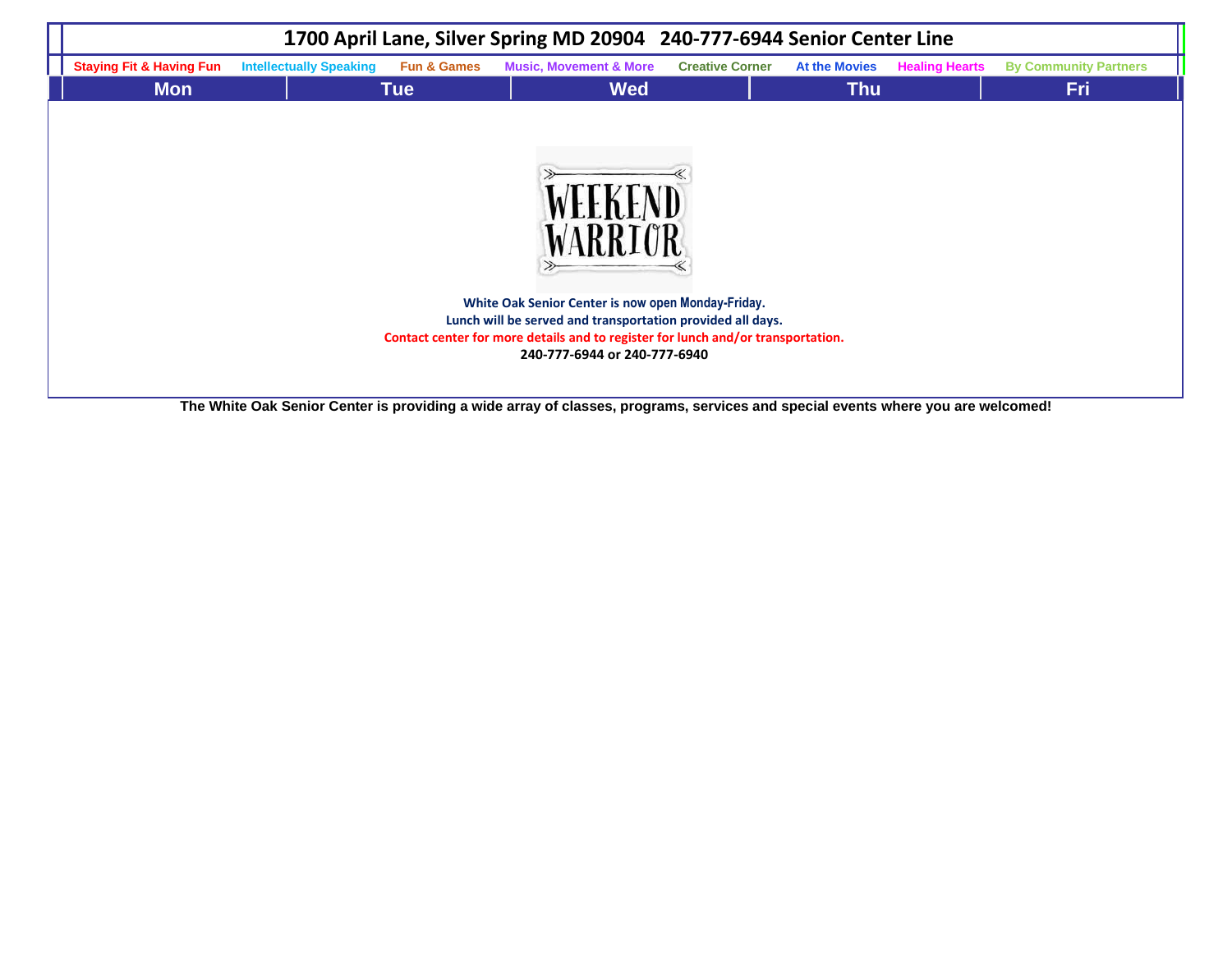**1700 April Lane, Silver Spring MD 20904 240-777-6944 Senior Center Line**

Staying Fit & Having Fun | Intellectually Speaking | Fun & Games | Music, Movement & More | Creative Corner | At the Movies | Healing Hearts | By Community Partners

| Mon | Tue | Wed | Thu | Fri |
|---|---|---|---|---|

WEEKEND WARRIOR

**White Oak Senior Center is now open Monday-Friday.**

**Lunch will be served and transportation provided all days.**

**Contact center for more details and to register for lunch and/or transportation.**

**240-777-6944 or 240-777-6940**

**The White Oak Senior Center is providing a wide array of classes, programs, services and special events where you are welcomed!**